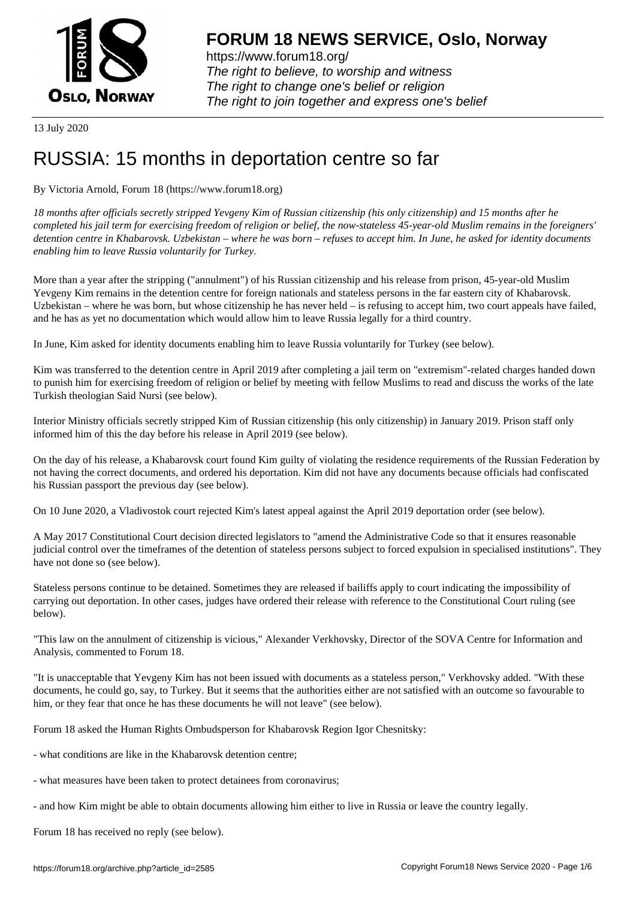# FORUM 18 NEWS SERVICE, Oslo, Norway

https://www.forum18.org/
*The right to believe, to worship and witness*
*The right to change one's belief or religion*
*The right to join together and express one's belief*

13 July 2020

# RUSSIA: 15 months in deportation centre so far

By Victoria Arnold, Forum 18 (https://www.forum18.org)

*18 months after officials secretly stripped Yevgeny Kim of Russian citizenship (his only citizenship) and 15 months after he completed his jail term for exercising freedom of religion or belief, the now-stateless 45-year-old Muslim remains in the foreigners' detention centre in Khabarovsk. Uzbekistan – where he was born – refuses to accept him. In June, he asked for identity documents enabling him to leave Russia voluntarily for Turkey.*

More than a year after the stripping ("annulment") of his Russian citizenship and his release from prison, 45-year-old Muslim Yevgeny Kim remains in the detention centre for foreign nationals and stateless persons in the far eastern city of Khabarovsk. Uzbekistan – where he was born, but whose citizenship he has never held – is refusing to accept him, two court appeals have failed, and he has as yet no documentation which would allow him to leave Russia legally for a third country.

In June, Kim asked for identity documents enabling him to leave Russia voluntarily for Turkey (see below).

Kim was transferred to the detention centre in April 2019 after completing a jail term on "extremism"-related charges handed down to punish him for exercising freedom of religion or belief by meeting with fellow Muslims to read and discuss the works of the late Turkish theologian Said Nursi (see below).

Interior Ministry officials secretly stripped Kim of Russian citizenship (his only citizenship) in January 2019. Prison staff only informed him of this the day before his release in April 2019 (see below).

On the day of his release, a Khabarovsk court found Kim guilty of violating the residence requirements of the Russian Federation by not having the correct documents, and ordered his deportation. Kim did not have any documents because officials had confiscated his Russian passport the previous day (see below).

On 10 June 2020, a Vladivostok court rejected Kim's latest appeal against the April 2019 deportation order (see below).

A May 2017 Constitutional Court decision directed legislators to "amend the Administrative Code so that it ensures reasonable judicial control over the timeframes of the detention of stateless persons subject to forced expulsion in specialised institutions". They have not done so (see below).

Stateless persons continue to be detained. Sometimes they are released if bailiffs apply to court indicating the impossibility of carrying out deportation. In other cases, judges have ordered their release with reference to the Constitutional Court ruling (see below).

"This law on the annulment of citizenship is vicious," Alexander Verkhovsky, Director of the SOVA Centre for Information and Analysis, commented to Forum 18.

"It is unacceptable that Yevgeny Kim has not been issued with documents as a stateless person," Verkhovsky added. "With these documents, he could go, say, to Turkey. But it seems that the authorities either are not satisfied with an outcome so favourable to him, or they fear that once he has these documents he will not leave" (see below).

Forum 18 asked the Human Rights Ombudsperson for Khabarovsk Region Igor Chesnitsky:

- what conditions are like in the Khabarovsk detention centre;

- what measures have been taken to protect detainees from coronavirus;

- and how Kim might be able to obtain documents allowing him either to live in Russia or leave the country legally.

Forum 18 has received no reply (see below).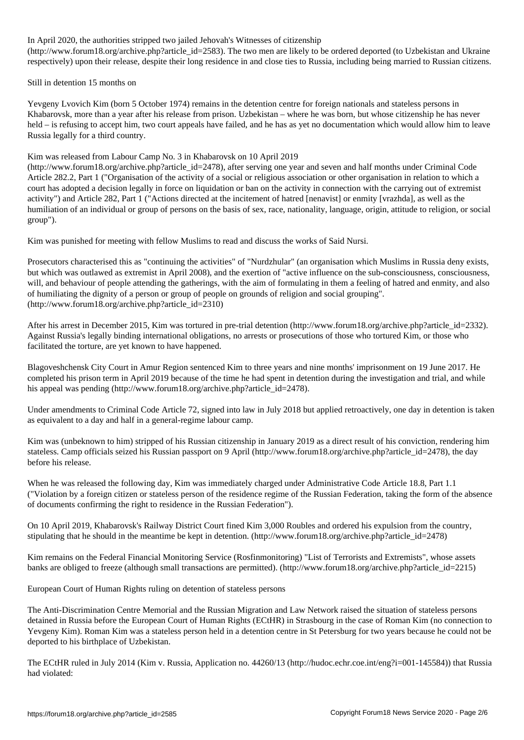In April 2020, the authorities stripped two jailed Jehovah's Witnesses of citizenship (http://www.forum18.org/archive.php?article_id=2583). The two men are likely to be ordered deported (to Uzbekistan and Ukraine respectively) upon their release, despite their long residence in and close ties to Russia, including being married to Russian citizens.

## Still in detention 15 months on

Yevgeny Lvovich Kim (born 5 October 1974) remains in the detention centre for foreign nationals and stateless persons in Khabarovsk, more than a year after his release from prison. Uzbekistan – where he was born, but whose citizenship he has never held – is refusing to accept him, two court appeals have failed, and he has as yet no documentation which would allow him to leave Russia legally for a third country.

Kim was released from Labour Camp No. 3 in Khabarovsk on 10 April 2019 (http://www.forum18.org/archive.php?article_id=2478), after serving one year and seven and half months under Criminal Code Article 282.2, Part 1 ("Organisation of the activity of a social or religious association or other organisation in relation to which a court has adopted a decision legally in force on liquidation or ban on the activity in connection with the carrying out of extremist activity") and Article 282, Part 1 ("Actions directed at the incitement of hatred [nenavist] or enmity [vrazhda], as well as the humiliation of an individual or group of persons on the basis of sex, race, nationality, language, origin, attitude to religion, or social group").

Kim was punished for meeting with fellow Muslims to read and discuss the works of Said Nursi.

Prosecutors characterised this as "continuing the activities" of "Nurdzhular" (an organisation which Muslims in Russia deny exists, but which was outlawed as extremist in April 2008), and the exertion of "active influence on the sub-consciousness, consciousness, will, and behaviour of people attending the gatherings, with the aim of formulating in them a feeling of hatred and enmity, and also of humiliating the dignity of a person or group of people on grounds of religion and social grouping". (http://www.forum18.org/archive.php?article_id=2310)

After his arrest in December 2015, Kim was tortured in pre-trial detention (http://www.forum18.org/archive.php?article_id=2332). Against Russia's legally binding international obligations, no arrests or prosecutions of those who tortured Kim, or those who facilitated the torture, are yet known to have happened.

Blagoveshchensk City Court in Amur Region sentenced Kim to three years and nine months' imprisonment on 19 June 2017. He completed his prison term in April 2019 because of the time he had spent in detention during the investigation and trial, and while his appeal was pending (http://www.forum18.org/archive.php?article_id=2478).

Under amendments to Criminal Code Article 72, signed into law in July 2018 but applied retroactively, one day in detention is taken as equivalent to a day and half in a general-regime labour camp.

Kim was (unbeknown to him) stripped of his Russian citizenship in January 2019 as a direct result of his conviction, rendering him stateless. Camp officials seized his Russian passport on 9 April (http://www.forum18.org/archive.php?article_id=2478), the day before his release.

When he was released the following day, Kim was immediately charged under Administrative Code Article 18.8, Part 1.1 ("Violation by a foreign citizen or stateless person of the residence regime of the Russian Federation, taking the form of the absence of documents confirming the right to residence in the Russian Federation").

On 10 April 2019, Khabarovsk's Railway District Court fined Kim 3,000 Roubles and ordered his expulsion from the country, stipulating that he should in the meantime be kept in detention. (http://www.forum18.org/archive.php?article_id=2478)

Kim remains on the Federal Financial Monitoring Service (Rosfinmonitoring) "List of Terrorists and Extremists", whose assets banks are obliged to freeze (although small transactions are permitted). (http://www.forum18.org/archive.php?article_id=2215)

## European Court of Human Rights ruling on detention of stateless persons

The Anti-Discrimination Centre Memorial and the Russian Migration and Law Network raised the situation of stateless persons detained in Russia before the European Court of Human Rights (ECtHR) in Strasbourg in the case of Roman Kim (no connection to Yevgeny Kim). Roman Kim was a stateless person held in a detention centre in St Petersburg for two years because he could not be deported to his birthplace of Uzbekistan.

The ECtHR ruled in July 2014 (Kim v. Russia, Application no. 44260/13 (http://hudoc.echr.coe.int/eng?i=001-145584)) that Russia had violated: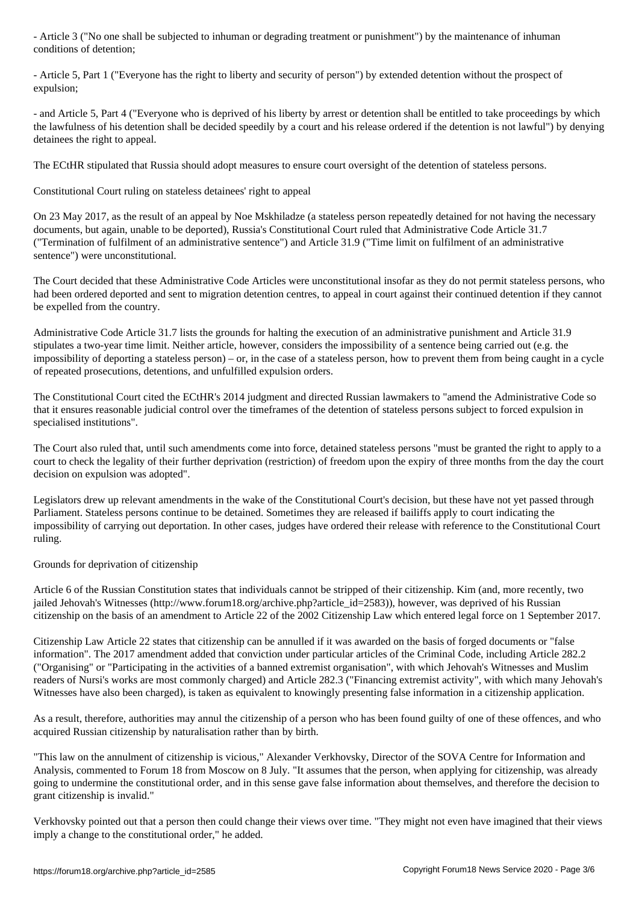- Article 3 ("No one shall be subjected to inhuman or degrading treatment or punishment") by the maintenance of inhuman conditions of detention;

- Article 5, Part 1 ("Everyone has the right to liberty and security of person") by extended detention without the prospect of expulsion;

- and Article 5, Part 4 ("Everyone who is deprived of his liberty by arrest or detention shall be entitled to take proceedings by which the lawfulness of his detention shall be decided speedily by a court and his release ordered if the detention is not lawful") by denying detainees the right to appeal.

The ECtHR stipulated that Russia should adopt measures to ensure court oversight of the detention of stateless persons.

Constitutional Court ruling on stateless detainees' right to appeal

On 23 May 2017, as the result of an appeal by Noe Mskhiladze (a stateless person repeatedly detained for not having the necessary documents, but again, unable to be deported), Russia's Constitutional Court ruled that Administrative Code Article 31.7 ("Termination of fulfilment of an administrative sentence") and Article 31.9 ("Time limit on fulfilment of an administrative sentence") were unconstitutional.

The Court decided that these Administrative Code Articles were unconstitutional insofar as they do not permit stateless persons, who had been ordered deported and sent to migration detention centres, to appeal in court against their continued detention if they cannot be expelled from the country.

Administrative Code Article 31.7 lists the grounds for halting the execution of an administrative punishment and Article 31.9 stipulates a two-year time limit. Neither article, however, considers the impossibility of a sentence being carried out (e.g. the impossibility of deporting a stateless person) – or, in the case of a stateless person, how to prevent them from being caught in a cycle of repeated prosecutions, detentions, and unfulfilled expulsion orders.

The Constitutional Court cited the ECtHR's 2014 judgment and directed Russian lawmakers to "amend the Administrative Code so that it ensures reasonable judicial control over the timeframes of the detention of stateless persons subject to forced expulsion in specialised institutions".

The Court also ruled that, until such amendments come into force, detained stateless persons "must be granted the right to apply to a court to check the legality of their further deprivation (restriction) of freedom upon the expiry of three months from the day the court decision on expulsion was adopted".

Legislators drew up relevant amendments in the wake of the Constitutional Court's decision, but these have not yet passed through Parliament. Stateless persons continue to be detained. Sometimes they are released if bailiffs apply to court indicating the impossibility of carrying out deportation. In other cases, judges have ordered their release with reference to the Constitutional Court ruling.

Grounds for deprivation of citizenship

Article 6 of the Russian Constitution states that individuals cannot be stripped of their citizenship. Kim (and, more recently, two jailed Jehovah's Witnesses (http://www.forum18.org/archive.php?article_id=2583)), however, was deprived of his Russian citizenship on the basis of an amendment to Article 22 of the 2002 Citizenship Law which entered legal force on 1 September 2017.

Citizenship Law Article 22 states that citizenship can be annulled if it was awarded on the basis of forged documents or "false information". The 2017 amendment added that conviction under particular articles of the Criminal Code, including Article 282.2 ("Organising" or "Participating in the activities of a banned extremist organisation", with which Jehovah's Witnesses and Muslim readers of Nursi's works are most commonly charged) and Article 282.3 ("Financing extremist activity", with which many Jehovah's Witnesses have also been charged), is taken as equivalent to knowingly presenting false information in a citizenship application.

As a result, therefore, authorities may annul the citizenship of a person who has been found guilty of one of these offences, and who acquired Russian citizenship by naturalisation rather than by birth.

"This law on the annulment of citizenship is vicious," Alexander Verkhovsky, Director of the SOVA Centre for Information and Analysis, commented to Forum 18 from Moscow on 8 July. "It assumes that the person, when applying for citizenship, was already going to undermine the constitutional order, and in this sense gave false information about themselves, and therefore the decision to grant citizenship is invalid."

Verkhovsky pointed out that a person then could change their views over time. "They might not even have imagined that their views imply a change to the constitutional order," he added.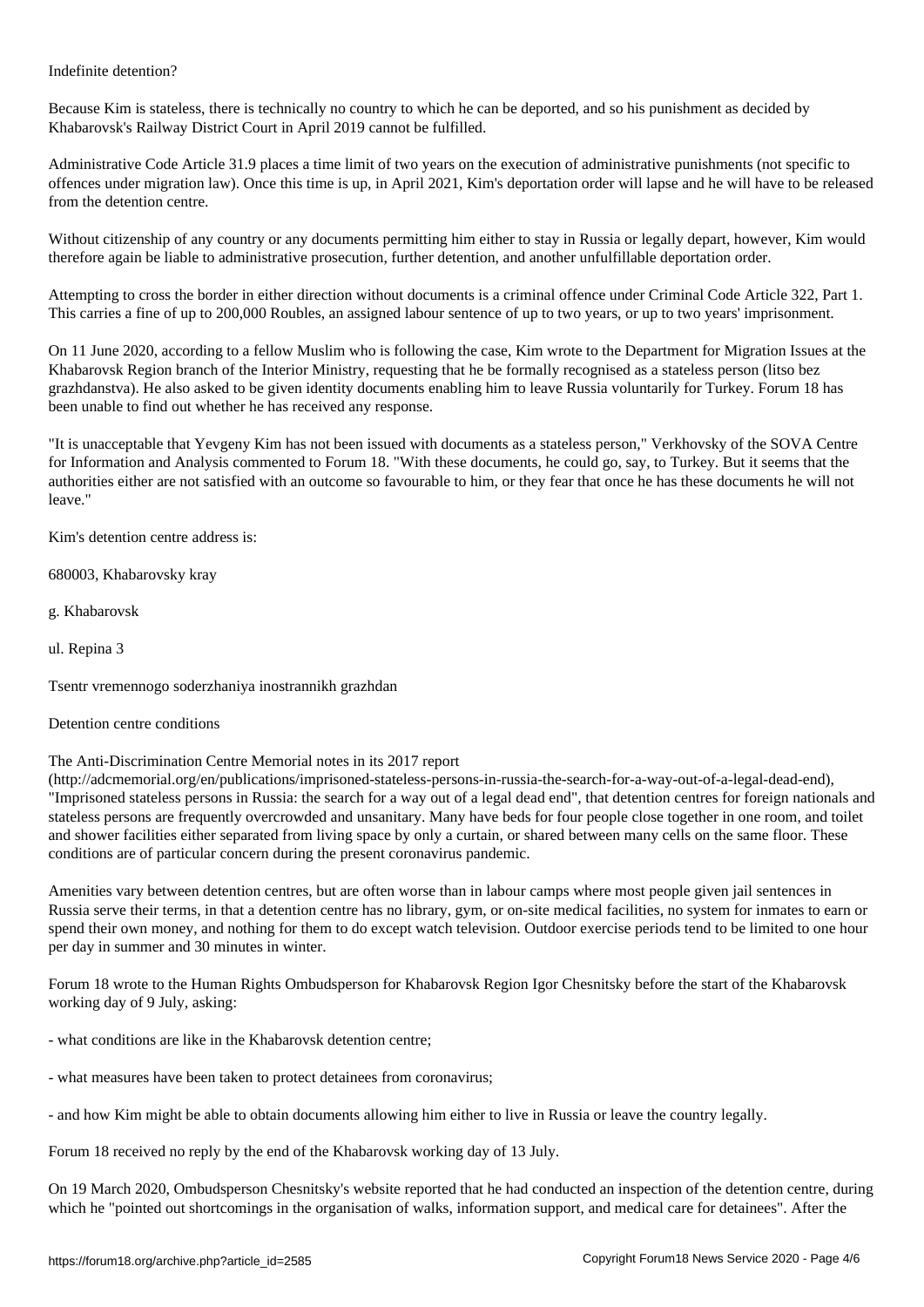## Indefinite detention?

Because Kim is stateless, there is technically no country to which he can be deported, and so his punishment as decided by Khabarovsk's Railway District Court in April 2019 cannot be fulfilled.

Administrative Code Article 31.9 places a time limit of two years on the execution of administrative punishments (not specific to offences under migration law). Once this time is up, in April 2021, Kim's deportation order will lapse and he will have to be released from the detention centre.

Without citizenship of any country or any documents permitting him either to stay in Russia or legally depart, however, Kim would therefore again be liable to administrative prosecution, further detention, and another unfulfillable deportation order.

Attempting to cross the border in either direction without documents is a criminal offence under Criminal Code Article 322, Part 1. This carries a fine of up to 200,000 Roubles, an assigned labour sentence of up to two years, or up to two years' imprisonment.

On 11 June 2020, according to a fellow Muslim who is following the case, Kim wrote to the Department for Migration Issues at the Khabarovsk Region branch of the Interior Ministry, requesting that he be formally recognised as a stateless person (litso bez grazhdanstva). He also asked to be given identity documents enabling him to leave Russia voluntarily for Turkey. Forum 18 has been unable to find out whether he has received any response.

"It is unacceptable that Yevgeny Kim has not been issued with documents as a stateless person," Verkhovsky of the SOVA Centre for Information and Analysis commented to Forum 18. "With these documents, he could go, say, to Turkey. But it seems that the authorities either are not satisfied with an outcome so favourable to him, or they fear that once he has these documents he will not leave."

Kim's detention centre address is:

680003, Khabarovsky kray

g. Khabarovsk

ul. Repina 3

Tsentr vremennogo soderzhaniya inostrannikh grazhdan

## Detention centre conditions

The Anti-Discrimination Centre Memorial notes in its 2017 report (http://adcmemorial.org/en/publications/imprisoned-stateless-persons-in-russia-the-search-for-a-way-out-of-a-legal-dead-end), "Imprisoned stateless persons in Russia: the search for a way out of a legal dead end", that detention centres for foreign nationals and stateless persons are frequently overcrowded and unsanitary. Many have beds for four people close together in one room, and toilet and shower facilities either separated from living space by only a curtain, or shared between many cells on the same floor. These conditions are of particular concern during the present coronavirus pandemic.

Amenities vary between detention centres, but are often worse than in labour camps where most people given jail sentences in Russia serve their terms, in that a detention centre has no library, gym, or on-site medical facilities, no system for inmates to earn or spend their own money, and nothing for them to do except watch television. Outdoor exercise periods tend to be limited to one hour per day in summer and 30 minutes in winter.

Forum 18 wrote to the Human Rights Ombudsperson for Khabarovsk Region Igor Chesnitsky before the start of the Khabarovsk working day of 9 July, asking:

- what conditions are like in the Khabarovsk detention centre;

- what measures have been taken to protect detainees from coronavirus;

- and how Kim might be able to obtain documents allowing him either to live in Russia or leave the country legally.

Forum 18 received no reply by the end of the Khabarovsk working day of 13 July.

On 19 March 2020, Ombudsperson Chesnitsky's website reported that he had conducted an inspection of the detention centre, during which he "pointed out shortcomings in the organisation of walks, information support, and medical care for detainees". After the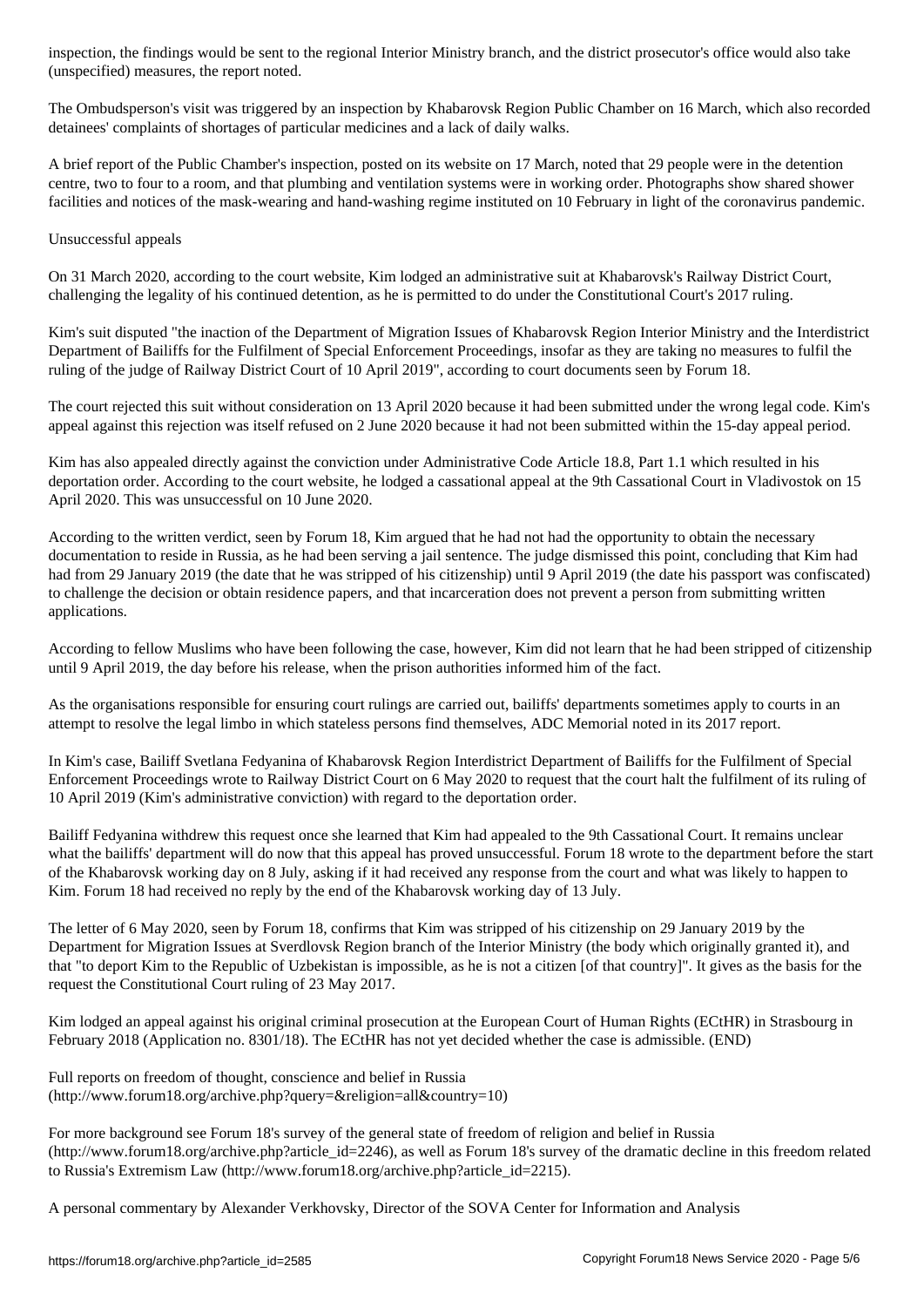inspection, the findings would be sent to the regional Interior Ministry branch, and the district prosecutor's office would also take (unspecified) measures, the report noted.

The Ombudsperson's visit was triggered by an inspection by Khabarovsk Region Public Chamber on 16 March, which also recorded detainees' complaints of shortages of particular medicines and a lack of daily walks.

A brief report of the Public Chamber's inspection, posted on its website on 17 March, noted that 29 people were in the detention centre, two to four to a room, and that plumbing and ventilation systems were in working order. Photographs show shared shower facilities and notices of the mask-wearing and hand-washing regime instituted on 10 February in light of the coronavirus pandemic.

Unsuccessful appeals

On 31 March 2020, according to the court website, Kim lodged an administrative suit at Khabarovsk's Railway District Court, challenging the legality of his continued detention, as he is permitted to do under the Constitutional Court's 2017 ruling.

Kim's suit disputed "the inaction of the Department of Migration Issues of Khabarovsk Region Interior Ministry and the Interdistrict Department of Bailiffs for the Fulfilment of Special Enforcement Proceedings, insofar as they are taking no measures to fulfil the ruling of the judge of Railway District Court of 10 April 2019", according to court documents seen by Forum 18.

The court rejected this suit without consideration on 13 April 2020 because it had been submitted under the wrong legal code. Kim's appeal against this rejection was itself refused on 2 June 2020 because it had not been submitted within the 15-day appeal period.

Kim has also appealed directly against the conviction under Administrative Code Article 18.8, Part 1.1 which resulted in his deportation order. According to the court website, he lodged a cassational appeal at the 9th Cassational Court in Vladivostok on 15 April 2020. This was unsuccessful on 10 June 2020.

According to the written verdict, seen by Forum 18, Kim argued that he had not had the opportunity to obtain the necessary documentation to reside in Russia, as he had been serving a jail sentence. The judge dismissed this point, concluding that Kim had had from 29 January 2019 (the date that he was stripped of his citizenship) until 9 April 2019 (the date his passport was confiscated) to challenge the decision or obtain residence papers, and that incarceration does not prevent a person from submitting written applications.

According to fellow Muslims who have been following the case, however, Kim did not learn that he had been stripped of citizenship until 9 April 2019, the day before his release, when the prison authorities informed him of the fact.

As the organisations responsible for ensuring court rulings are carried out, bailiffs' departments sometimes apply to courts in an attempt to resolve the legal limbo in which stateless persons find themselves, ADC Memorial noted in its 2017 report.

In Kim's case, Bailiff Svetlana Fedyanina of Khabarovsk Region Interdistrict Department of Bailiffs for the Fulfilment of Special Enforcement Proceedings wrote to Railway District Court on 6 May 2020 to request that the court halt the fulfilment of its ruling of 10 April 2019 (Kim's administrative conviction) with regard to the deportation order.

Bailiff Fedyanina withdrew this request once she learned that Kim had appealed to the 9th Cassational Court. It remains unclear what the bailiffs' department will do now that this appeal has proved unsuccessful. Forum 18 wrote to the department before the start of the Khabarovsk working day on 8 July, asking if it had received any response from the court and what was likely to happen to Kim. Forum 18 had received no reply by the end of the Khabarovsk working day of 13 July.

The letter of 6 May 2020, seen by Forum 18, confirms that Kim was stripped of his citizenship on 29 January 2019 by the Department for Migration Issues at Sverdlovsk Region branch of the Interior Ministry (the body which originally granted it), and that "to deport Kim to the Republic of Uzbekistan is impossible, as he is not a citizen [of that country]". It gives as the basis for the request the Constitutional Court ruling of 23 May 2017.

Kim lodged an appeal against his original criminal prosecution at the European Court of Human Rights (ECtHR) in Strasbourg in February 2018 (Application no. 8301/18). The ECtHR has not yet decided whether the case is admissible. (END)

Full reports on freedom of thought, conscience and belief in Russia (http://www.forum18.org/archive.php?query=&religion=all&country=10)

For more background see Forum 18's survey of the general state of freedom of religion and belief in Russia (http://www.forum18.org/archive.php?article_id=2246), as well as Forum 18's survey of the dramatic decline in this freedom related to Russia's Extremism Law (http://www.forum18.org/archive.php?article_id=2215).

A personal commentary by Alexander Verkhovsky, Director of the SOVA Center for Information and Analysis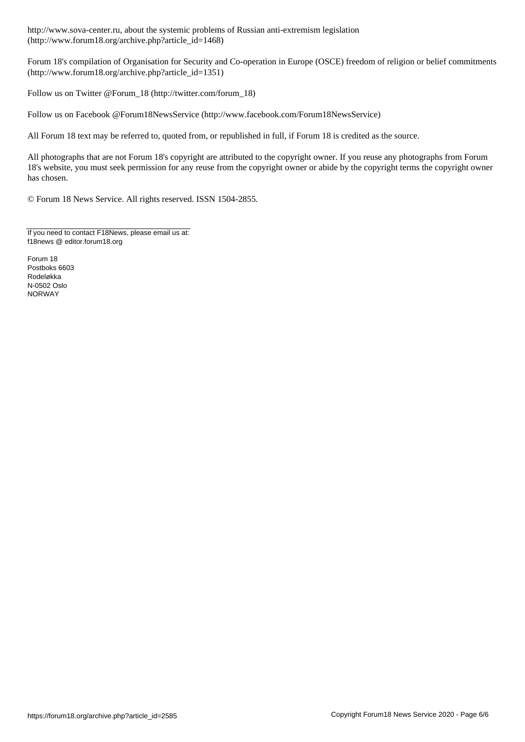http://www.sova-center.ru, about the systemic problems of Russian anti-extremism legislation (http://www.forum18.org/archive.php?article_id=1468)

Forum 18's compilation of Organisation for Security and Co-operation in Europe (OSCE) freedom of religion or belief commitments (http://www.forum18.org/archive.php?article_id=1351)

Follow us on Twitter @Forum_18 (http://twitter.com/forum_18)

Follow us on Facebook @Forum18NewsService (http://www.facebook.com/Forum18NewsService)

All Forum 18 text may be referred to, quoted from, or republished in full, if Forum 18 is credited as the source.

All photographs that are not Forum 18's copyright are attributed to the copyright owner. If you reuse any photographs from Forum 18's website, you must seek permission for any reuse from the copyright owner or abide by the copyright terms the copyright owner has chosen.

© Forum 18 News Service. All rights reserved. ISSN 1504-2855.

---

If you need to contact F18News, please email us at:
f18news @ editor.forum18.org

Forum 18
Postboks 6603
Rodeløkka
N-0502 Oslo
NORWAY